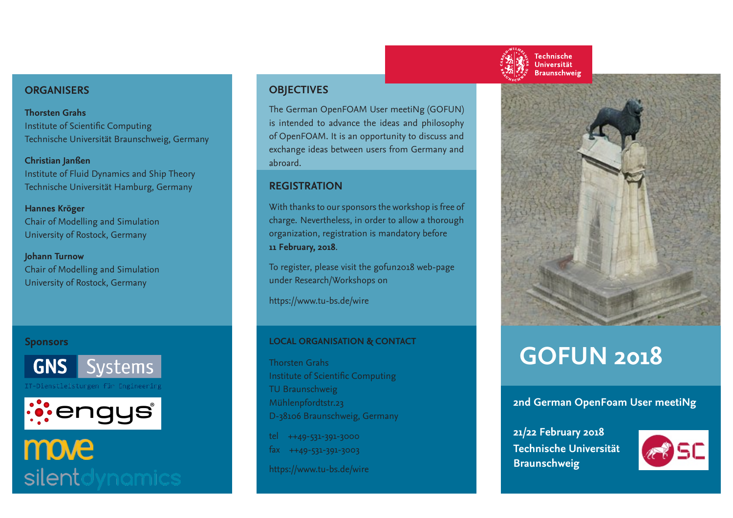## ORGANISERS

**Thorsten Grahs**
Institute of Scientific Computing
Technische Universität Braunschweig, Germany

**Christian Janßen**
Institute of Fluid Dynamics and Ship Theory
Technische Universität Hamburg, Germany

**Hannes Kröger**
Chair of Modelling and Simulation
University of Rostock, Germany

**Johann Turnow**
Chair of Modelling and Simulation
University of Rostock, Germany

## Sponsors

GNS Systems
IT-Dienstleistungen für Engineering

engys

move
silentdynamics

## OBJECTIVES

The German OpenFOAM User meetiNg (GOFUN) is intended to advance the ideas and philosophy of OpenFOAM. It is an opportunity to discuss and exchange ideas between users from Germany and abroad.

## REGISTRATION

With thanks to our sponsors the workshop is free of charge. Nevertheless, in order to allow a thorough organization, registration is mandatory before **11 February, 2018**.

To register, please visit the gofun2018 web-page under Research/Workshops on

https://www.tu-bs.de/wire

## LOCAL ORGANISATION & CONTACT

Thorsten Grahs
Institute of Scientific Computing
TU Braunschweig
Mühlenpfordtstr.23
D-38106 Braunschweig, Germany

tel ++49-531-391-3000
fax ++49-531-391-3003

https://www.tu-bs.de/wire

Technische Universität Braunschweig

# GOFUN 2018

**2nd German OpenFoam User meetiNg**

**21/22 February 2018**
**Technische Universität Braunschweig**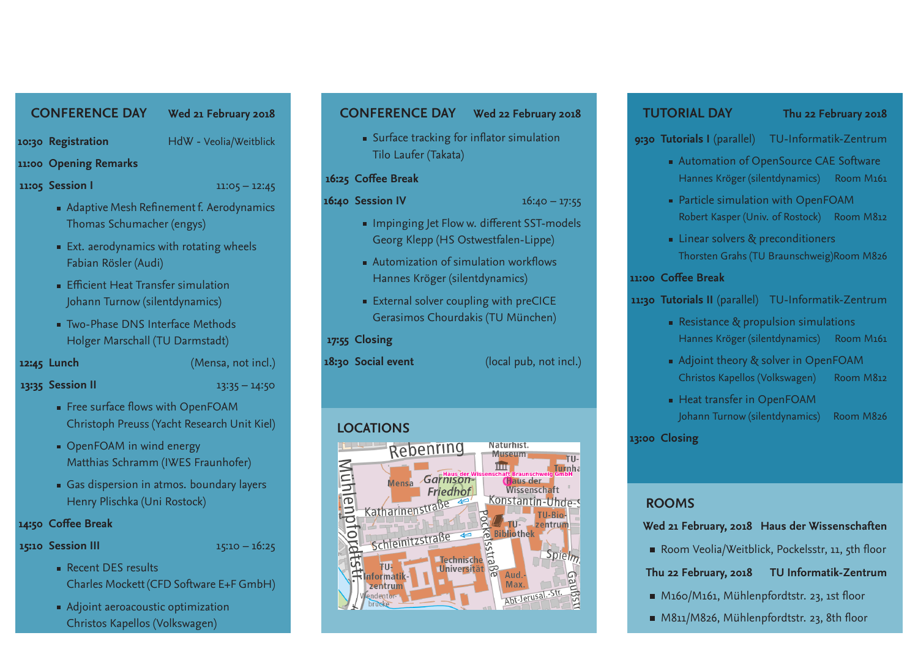## CONFERENCE DAY — Wed 21 February 2018

**10:30 Registration** — HdW - Veolia/Weitblick

**11:00 Opening Remarks**

**11:05 Session I** — 11:05 – 12:45

- Adaptive Mesh Refinement f. Aerodynamics
  Thomas Schumacher (engys)
- Ext. aerodynamics with rotating wheels
  Fabian Rösler (Audi)
- Efficient Heat Transfer simulation
  Johann Turnow (silentdynamics)
- Two-Phase DNS Interface Methods
  Holger Marschall (TU Darmstadt)

**12:45 Lunch** — (Mensa, not incl.)

**13:35 Session II** — 13:35 – 14:50

- Free surface flows with OpenFOAM
  Christoph Preuss (Yacht Research Unit Kiel)
- OpenFOAM in wind energy
  Matthias Schramm (IWES Fraunhofer)
- Gas dispersion in atmos. boundary layers
  Henry Plischka (Uni Rostock)

**14:50 Coffee Break**

**15:10 Session III** — 15:10 – 16:25

- Recent DES results
  Charles Mockett (CFD Software E+F GmbH)
- Adjoint aeroacoustic optimization
  Christos Kapellos (Volkswagen)

## CONFERENCE DAY — Wed 22 February 2018

- Surface tracking for inflator simulation
  Tilo Laufer (Takata)

**16:25 Coffee Break**

**16:40 Session IV** — 16:40 – 17:55

- Impinging Jet Flow w. different SST-models
  Georg Klepp (HS Ostwestfalen-Lippe)
- Automization of simulation workflows
  Hannes Kröger (silentdynamics)
- External solver coupling with preCICE
  Gerasimos Chourdakis (TU München)

**17:55 Closing**

**18:30 Social event** — (local pub, not incl.)

## LOCATIONS

Rebenring
Naturhist. Museum
TU-Turnha
Haus der Wissenschaft Braunschweig GmbH
Haus der Wissenschaft
Mensa
Garnison-Friedhof
Katharinenstraße
Konstantin-Uhde-S
Mühlenpfordtstr.
Pockelsstraße
TU-Bibliothek
TU-Bio-zentrum
Schleinitzstraße
Spielm.
TU-Informatik-zentrum
Technische Universität
Aud.-Max.
Wendentor-brücke
Abt-Jerusal.-Str.
Gaußstr

## TUTORIAL DAY — Thu 22 February 2018

**9:30 Tutorials I** (parallel) — TU-Informatik-Zentrum

- Automation of OpenSource CAE Software
  Hannes Kröger (silentdynamics) — Room M161
- Particle simulation with OpenFOAM
  Robert Kasper (Univ. of Rostock) — Room M812
- Linear solvers & preconditioners
  Thorsten Grahs (TU Braunschweig) — Room M826

**11:00 Coffee Break**

**11:30 Tutorials II** (parallel) — TU-Informatik-Zentrum

- Resistance & propulsion simulations
  Hannes Kröger (silentdynamics) — Room M161
- Adjoint theory & solver in OpenFOAM
  Christos Kapellos (Volkswagen) — Room M812
- Heat transfer in OpenFOAM
  Johann Turnow (silentdynamics) — Room M826

**13:00 Closing**

## ROOMS

**Wed 21 February, 2018 — Haus der Wissenschaften**

- Room Veolia/Weitblick, Pockelsstr, 11, 5th floor

**Thu 22 February, 2018 — TU Informatik-Zentrum**

- M160/M161, Mühlenpfordtstr. 23, 1st floor
- M811/M826, Mühlenpfordtstr. 23, 8th floor